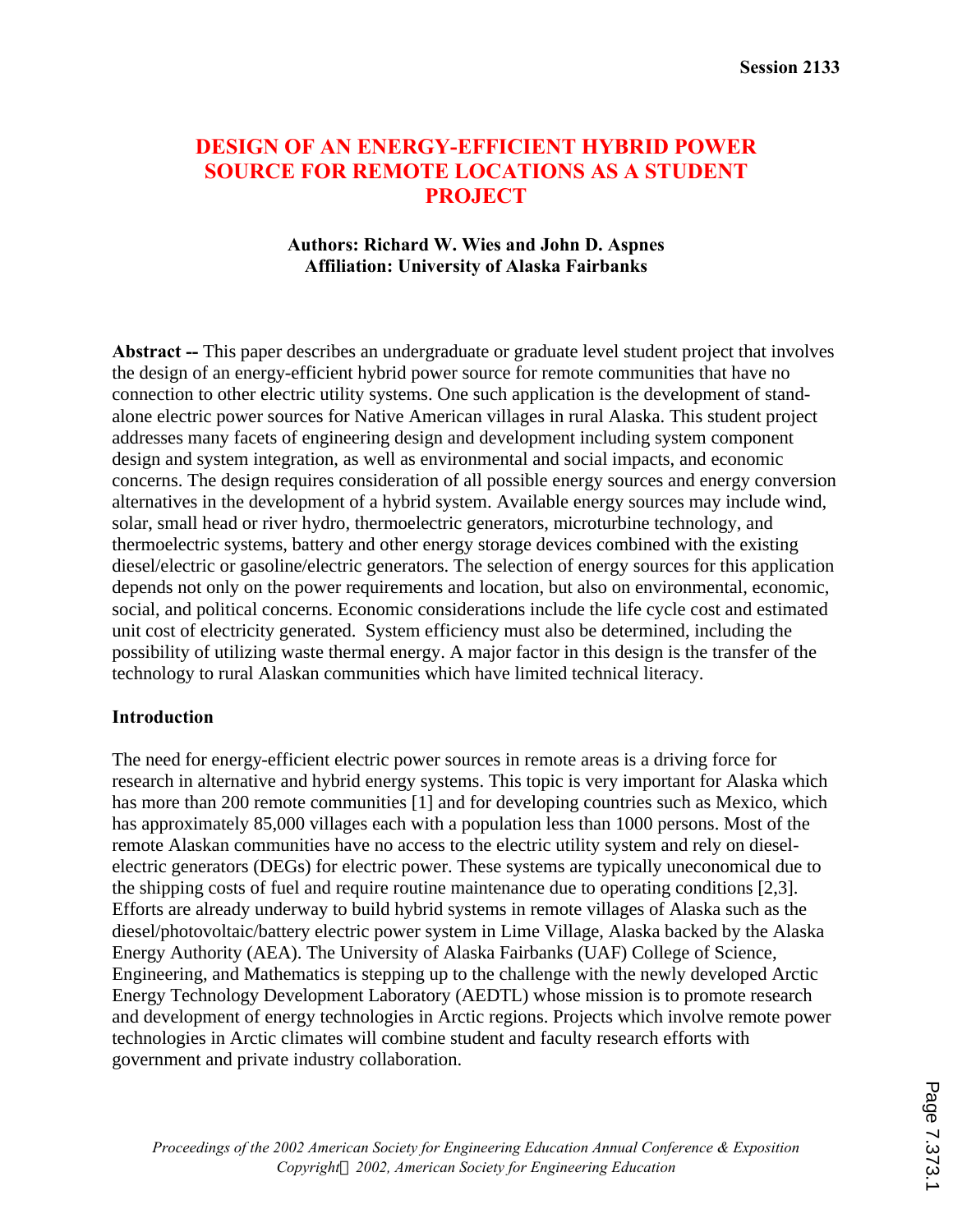# DESIGN OF AN ENERGY-EFFICIENT HYBRID POWER SOURCE FOR REMOTE LOCATIONS AS A STUDENT PROJECT

**Authors: Richard W. Wies and John D. Aspnes**
**Affiliation: University of Alaska Fairbanks**

**Abstract --** This paper describes an undergraduate or graduate level student project that involves the design of an energy-efficient hybrid power source for remote communities that have no connection to other electric utility systems. One such application is the development of stand-alone electric power sources for Native American villages in rural Alaska. This student project addresses many facets of engineering design and development including system component design and system integration, as well as environmental and social impacts, and economic concerns. The design requires consideration of all possible energy sources and energy conversion alternatives in the development of a hybrid system. Available energy sources may include wind, solar, small head or river hydro, thermoelectric generators, microturbine technology, and thermoelectric systems, battery and other energy storage devices combined with the existing diesel/electric or gasoline/electric generators. The selection of energy sources for this application depends not only on the power requirements and location, but also on environmental, economic, social, and political concerns. Economic considerations include the life cycle cost and estimated unit cost of electricity generated. System efficiency must also be determined, including the possibility of utilizing waste thermal energy. A major factor in this design is the transfer of the technology to rural Alaskan communities which have limited technical literacy.

## Introduction

The need for energy-efficient electric power sources in remote areas is a driving force for research in alternative and hybrid energy systems. This topic is very important for Alaska which has more than 200 remote communities [1] and for developing countries such as Mexico, which has approximately 85,000 villages each with a population less than 1000 persons. Most of the remote Alaskan communities have no access to the electric utility system and rely on diesel-electric generators (DEGs) for electric power. These systems are typically uneconomical due to the shipping costs of fuel and require routine maintenance due to operating conditions [2,3]. Efforts are already underway to build hybrid systems in remote villages of Alaska such as the diesel/photovoltaic/battery electric power system in Lime Village, Alaska backed by the Alaska Energy Authority (AEA). The University of Alaska Fairbanks (UAF) College of Science, Engineering, and Mathematics is stepping up to the challenge with the newly developed Arctic Energy Technology Development Laboratory (AEDTL) whose mission is to promote research and development of energy technologies in Arctic regions. Projects which involve remote power technologies in Arctic climates will combine student and faculty research efforts with government and private industry collaboration.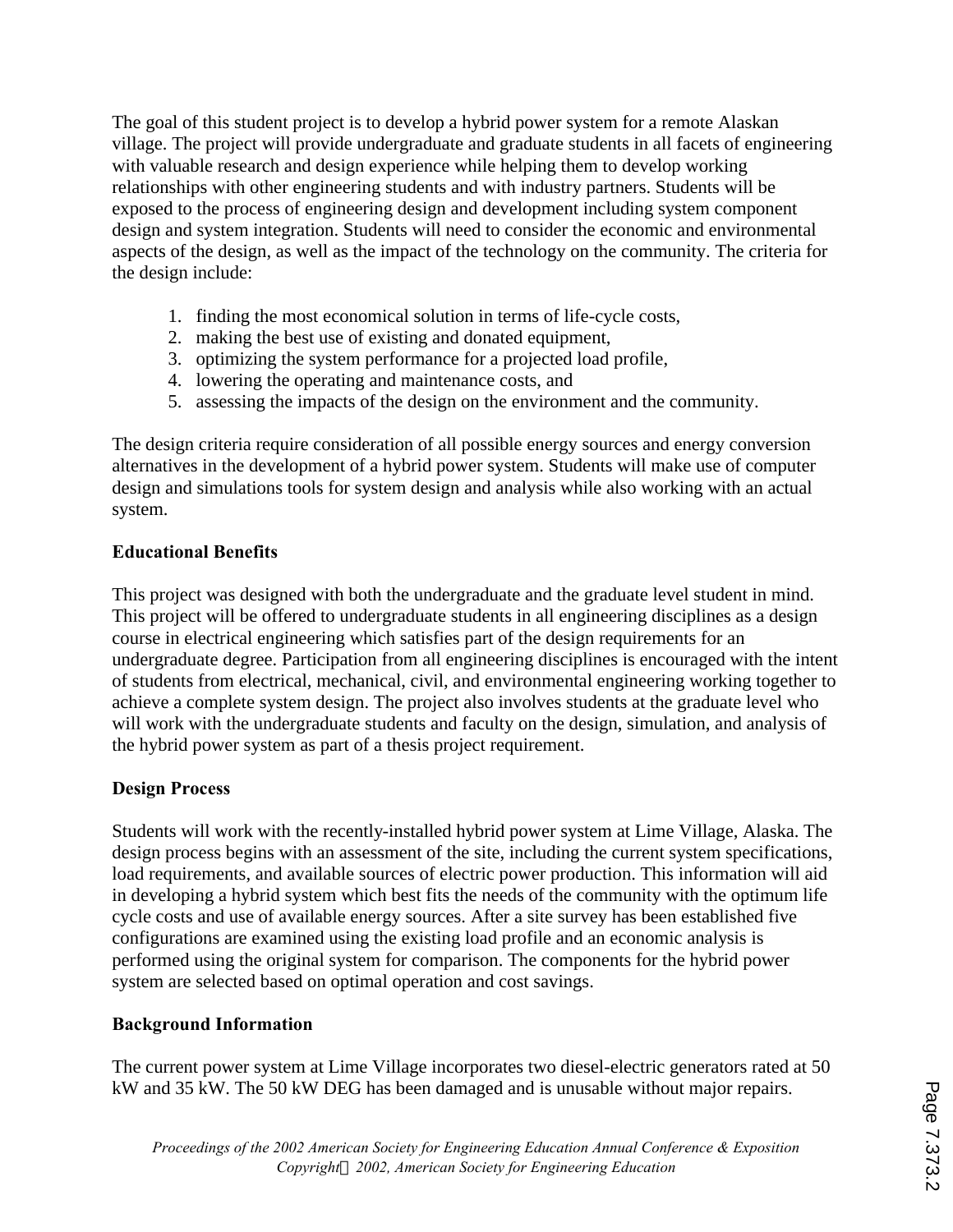The goal of this student project is to develop a hybrid power system for a remote Alaskan village. The project will provide undergraduate and graduate students in all facets of engineering with valuable research and design experience while helping them to develop working relationships with other engineering students and with industry partners. Students will be exposed to the process of engineering design and development including system component design and system integration. Students will need to consider the economic and environmental aspects of the design, as well as the impact of the technology on the community. The criteria for the design include:

1. finding the most economical solution in terms of life-cycle costs,
2. making the best use of existing and donated equipment,
3. optimizing the system performance for a projected load profile,
4. lowering the operating and maintenance costs, and
5. assessing the impacts of the design on the environment and the community.

The design criteria require consideration of all possible energy sources and energy conversion alternatives in the development of a hybrid power system. Students will make use of computer design and simulations tools for system design and analysis while also working with an actual system.

**Educational Benefits**

This project was designed with both the undergraduate and the graduate level student in mind. This project will be offered to undergraduate students in all engineering disciplines as a design course in electrical engineering which satisfies part of the design requirements for an undergraduate degree. Participation from all engineering disciplines is encouraged with the intent of students from electrical, mechanical, civil, and environmental engineering working together to achieve a complete system design. The project also involves students at the graduate level who will work with the undergraduate students and faculty on the design, simulation, and analysis of the hybrid power system as part of a thesis project requirement.

**Design Process**

Students will work with the recently-installed hybrid power system at Lime Village, Alaska. The design process begins with an assessment of the site, including the current system specifications, load requirements, and available sources of electric power production. This information will aid in developing a hybrid system which best fits the needs of the community with the optimum life cycle costs and use of available energy sources. After a site survey has been established five configurations are examined using the existing load profile and an economic analysis is performed using the original system for comparison. The components for the hybrid power system are selected based on optimal operation and cost savings.

**Background Information**

The current power system at Lime Village incorporates two diesel-electric generators rated at 50 kW and 35 kW. The 50 kW DEG has been damaged and is unusable without major repairs.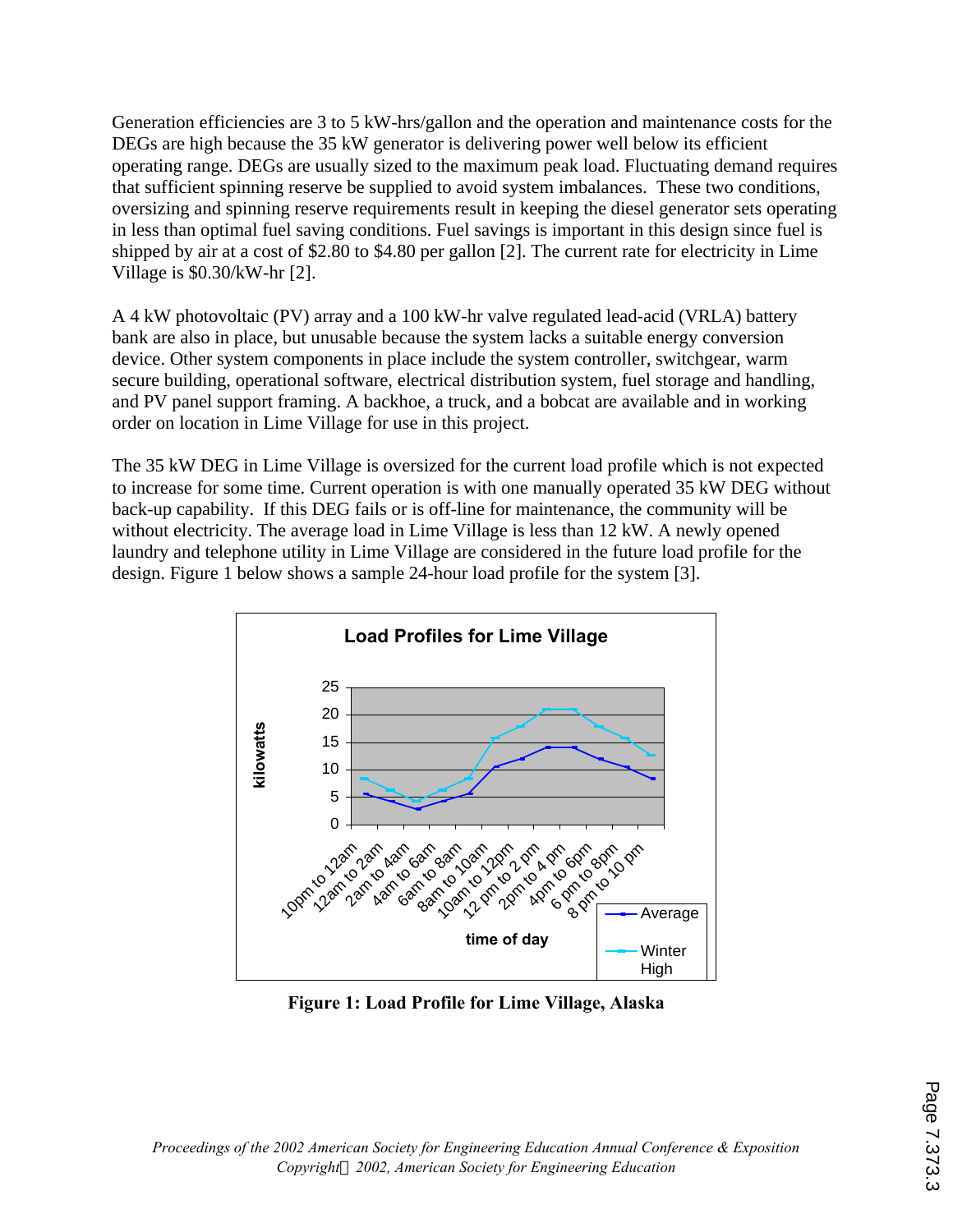Generation efficiencies are 3 to 5 kW-hrs/gallon and the operation and maintenance costs for the DEGs are high because the 35 kW generator is delivering power well below its efficient operating range. DEGs are usually sized to the maximum peak load. Fluctuating demand requires that sufficient spinning reserve be supplied to avoid system imbalances. These two conditions, oversizing and spinning reserve requirements result in keeping the diesel generator sets operating in less than optimal fuel saving conditions. Fuel savings is important in this design since fuel is shipped by air at a cost of $2.80 to $4.80 per gallon [2]. The current rate for electricity in Lime Village is $0.30/kW-hr [2].

A 4 kW photovoltaic (PV) array and a 100 kW-hr valve regulated lead-acid (VRLA) battery bank are also in place, but unusable because the system lacks a suitable energy conversion device. Other system components in place include the system controller, switchgear, warm secure building, operational software, electrical distribution system, fuel storage and handling, and PV panel support framing. A backhoe, a truck, and a bobcat are available and in working order on location in Lime Village for use in this project.

The 35 kW DEG in Lime Village is oversized for the current load profile which is not expected to increase for some time. Current operation is with one manually operated 35 kW DEG without back-up capability. If this DEG fails or is off-line for maintenance, the community will be without electricity. The average load in Lime Village is less than 12 kW. A newly opened laundry and telephone utility in Lime Village are considered in the future load profile for the design. Figure 1 below shows a sample 24-hour load profile for the system [3].

**Figure 1: Load Profile for Lime Village, Alaska**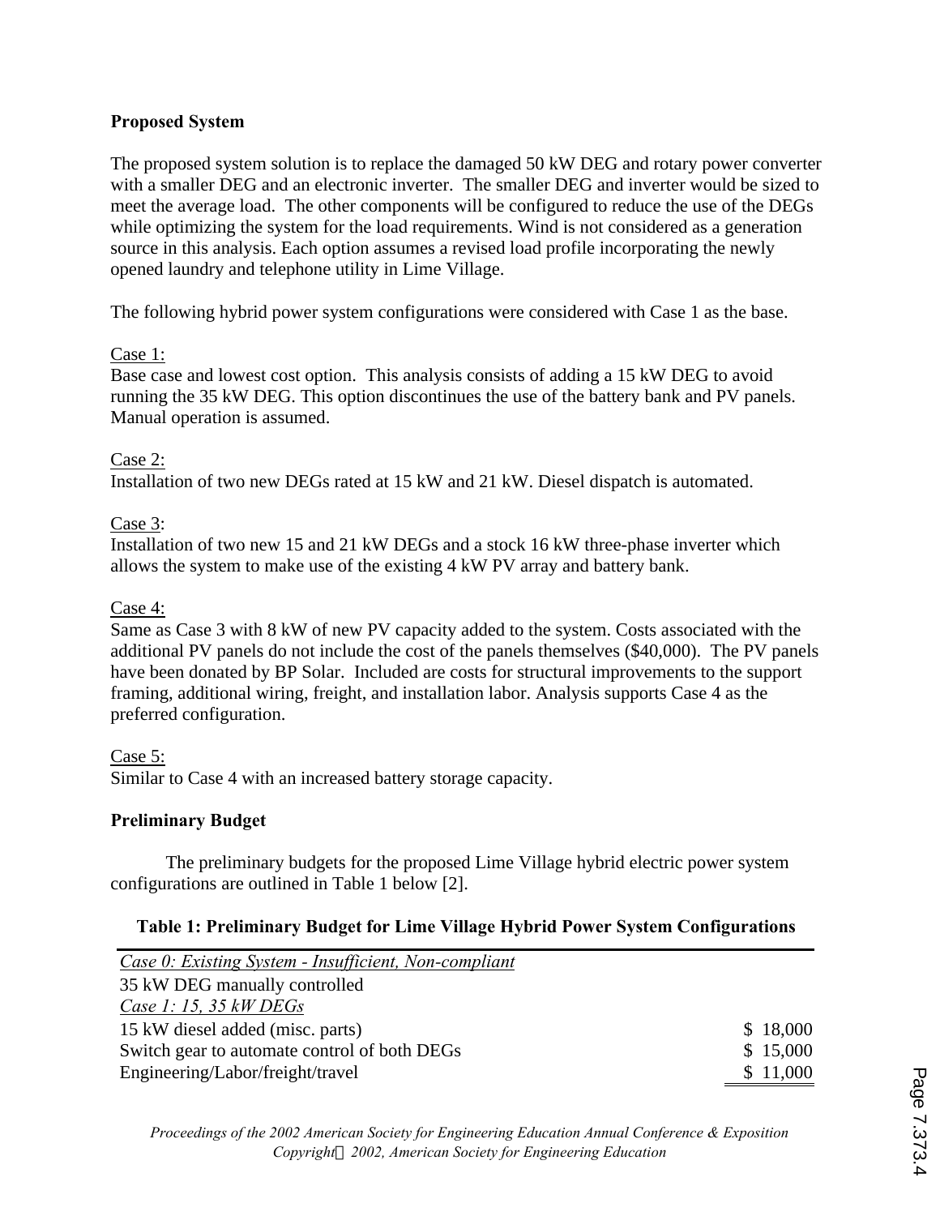**Proposed System**

The proposed system solution is to replace the damaged 50 kW DEG and rotary power converter with a smaller DEG and an electronic inverter. The smaller DEG and inverter would be sized to meet the average load. The other components will be configured to reduce the use of the DEGs while optimizing the system for the load requirements. Wind is not considered as a generation source in this analysis. Each option assumes a revised load profile incorporating the newly opened laundry and telephone utility in Lime Village.

The following hybrid power system configurations were considered with Case 1 as the base.

Case 1:
Base case and lowest cost option. This analysis consists of adding a 15 kW DEG to avoid running the 35 kW DEG. This option discontinues the use of the battery bank and PV panels. Manual operation is assumed.

Case 2:
Installation of two new DEGs rated at 15 kW and 21 kW. Diesel dispatch is automated.

Case 3:
Installation of two new 15 and 21 kW DEGs and a stock 16 kW three-phase inverter which allows the system to make use of the existing 4 kW PV array and battery bank.

Case 4:
Same as Case 3 with 8 kW of new PV capacity added to the system. Costs associated with the additional PV panels do not include the cost of the panels themselves ($40,000). The PV panels have been donated by BP Solar. Included are costs for structural improvements to the support framing, additional wiring, freight, and installation labor. Analysis supports Case 4 as the preferred configuration.

Case 5:
Similar to Case 4 with an increased battery storage capacity.

**Preliminary Budget**

The preliminary budgets for the proposed Lime Village hybrid electric power system configurations are outlined in Table 1 below [2].

**Table 1: Preliminary Budget for Lime Village Hybrid Power System Configurations**

| | |
|---|---|
| *Case 0: Existing System - Insufficient, Non-compliant* | |
| 35 kW DEG manually controlled | |
| *Case 1: 15, 35 kW DEGs* | |
| 15 kW diesel added (misc. parts) | $ 18,000 |
| Switch gear to automate control of both DEGs | $ 15,000 |
| Engineering/Labor/freight/travel | $ 11,000 |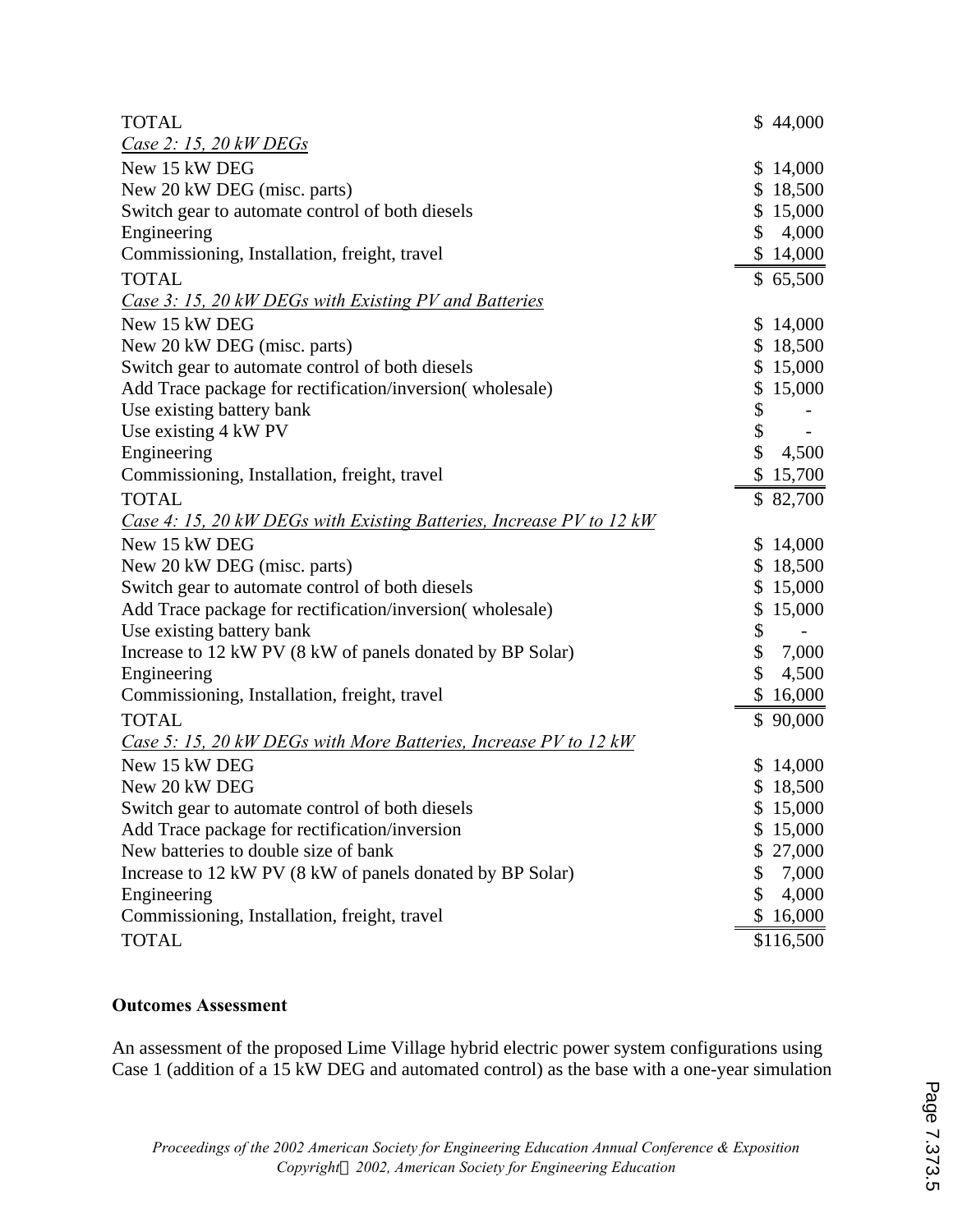| | |
|---|---|
| TOTAL | $ 44,000 |
| *Case 2: 15, 20 kW DEGs* | |
| New 15 kW DEG | $ 14,000 |
| New 20 kW DEG (misc. parts) | $ 18,500 |
| Switch gear to automate control of both diesels | $ 15,000 |
| Engineering | $ 4,000 |
| Commissioning, Installation, freight, travel | $ 14,000 |
| TOTAL | $ 65,500 |
| *Case 3: 15, 20 kW DEGs with Existing PV and Batteries* | |
| New 15 kW DEG | $ 14,000 |
| New 20 kW DEG (misc. parts) | $ 18,500 |
| Switch gear to automate control of both diesels | $ 15,000 |
| Add Trace package for rectification/inversion( wholesale) | $ 15,000 |
| Use existing battery bank | $ - |
| Use existing 4 kW PV | $ - |
| Engineering | $ 4,500 |
| Commissioning, Installation, freight, travel | $ 15,700 |
| TOTAL | $ 82,700 |
| *Case 4: 15, 20 kW DEGs with Existing Batteries, Increase PV to 12 kW* | |
| New 15 kW DEG | $ 14,000 |
| New 20 kW DEG (misc. parts) | $ 18,500 |
| Switch gear to automate control of both diesels | $ 15,000 |
| Add Trace package for rectification/inversion( wholesale) | $ 15,000 |
| Use existing battery bank | $ - |
| Increase to 12 kW PV (8 kW of panels donated by BP Solar) | $ 7,000 |
| Engineering | $ 4,500 |
| Commissioning, Installation, freight, travel | $ 16,000 |
| TOTAL | $ 90,000 |
| *Case 5: 15, 20 kW DEGs with More Batteries, Increase PV to 12 kW* | |
| New 15 kW DEG | $ 14,000 |
| New 20 kW DEG | $ 18,500 |
| Switch gear to automate control of both diesels | $ 15,000 |
| Add Trace package for rectification/inversion | $ 15,000 |
| New batteries to double size of bank | $ 27,000 |
| Increase to 12 kW PV (8 kW of panels donated by BP Solar) | $ 7,000 |
| Engineering | $ 4,000 |
| Commissioning, Installation, freight, travel | $ 16,000 |
| TOTAL | $116,500 |

**Outcomes Assessment**

An assessment of the proposed Lime Village hybrid electric power system configurations using Case 1 (addition of a 15 kW DEG and automated control) as the base with a one-year simulation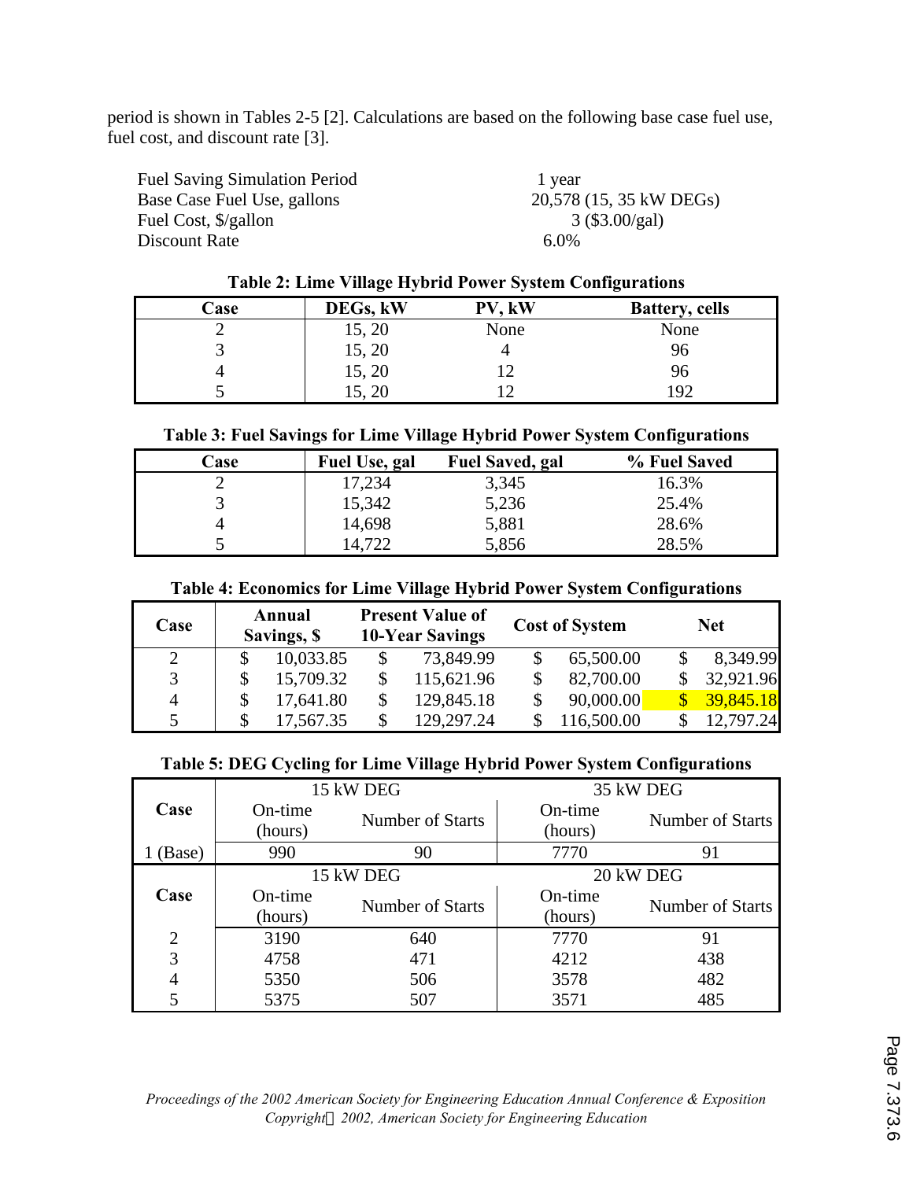period is shown in Tables 2-5 [2]. Calculations are based on the following base case fuel use, fuel cost, and discount rate [3].

| | |
|---|---|
| Fuel Saving Simulation Period | 1 year |
| Base Case Fuel Use, gallons | 20,578 (15, 35 kW DEGs) |
| Fuel Cost, $/gallon | 3 ($3.00/gal) |
| Discount Rate | 6.0% |

**Table 2: Lime Village Hybrid Power System Configurations**

| Case | DEGs, kW | PV, kW | Battery, cells |
|---|---|---|---|
| 2 | 15, 20 | None | None |
| 3 | 15, 20 | 4 | 96 |
| 4 | 15, 20 | 12 | 96 |
| 5 | 15, 20 | 12 | 192 |

**Table 3: Fuel Savings for Lime Village Hybrid Power System Configurations**

| Case | Fuel Use, gal | Fuel Saved, gal | % Fuel Saved |
|---|---|---|---|
| 2 | 17,234 | 3,345 | 16.3% |
| 3 | 15,342 | 5,236 | 25.4% |
| 4 | 14,698 | 5,881 | 28.6% |
| 5 | 14,722 | 5,856 | 28.5% |

**Table 4: Economics for Lime Village Hybrid Power System Configurations**

| Case | Annual Savings, $ | Present Value of 10-Year Savings | Cost of System | Net |
|---|---|---|---|---|
| 2 | $ 10,033.85 | $ 73,849.99 | $ 65,500.00 | $ 8,349.99 |
| 3 | $ 15,709.32 | $ 115,621.96 | $ 82,700.00 | $ 32,921.96 |
| 4 | $ 17,641.80 | $ 129,845.18 | $ 90,000.00 | $ 39,845.18 |
| 5 | $ 17,567.35 | $ 129,297.24 | $ 116,500.00 | $ 12,797.24 |

**Table 5: DEG Cycling for Lime Village Hybrid Power System Configurations**

| Case | 15 kW DEG | | 35 kW DEG | |
|---|---|---|---|---|
| | On-time (hours) | Number of Starts | On-time (hours) | Number of Starts |
| 1 (Base) | 990 | 90 | 7770 | 91 |
| **Case** | **15 kW DEG** | | **20 kW DEG** | |
| | On-time (hours) | Number of Starts | On-time (hours) | Number of Starts |
| 2 | 3190 | 640 | 7770 | 91 |
| 3 | 4758 | 471 | 4212 | 438 |
| 4 | 5350 | 506 | 3578 | 482 |
| 5 | 5375 | 507 | 3571 | 485 |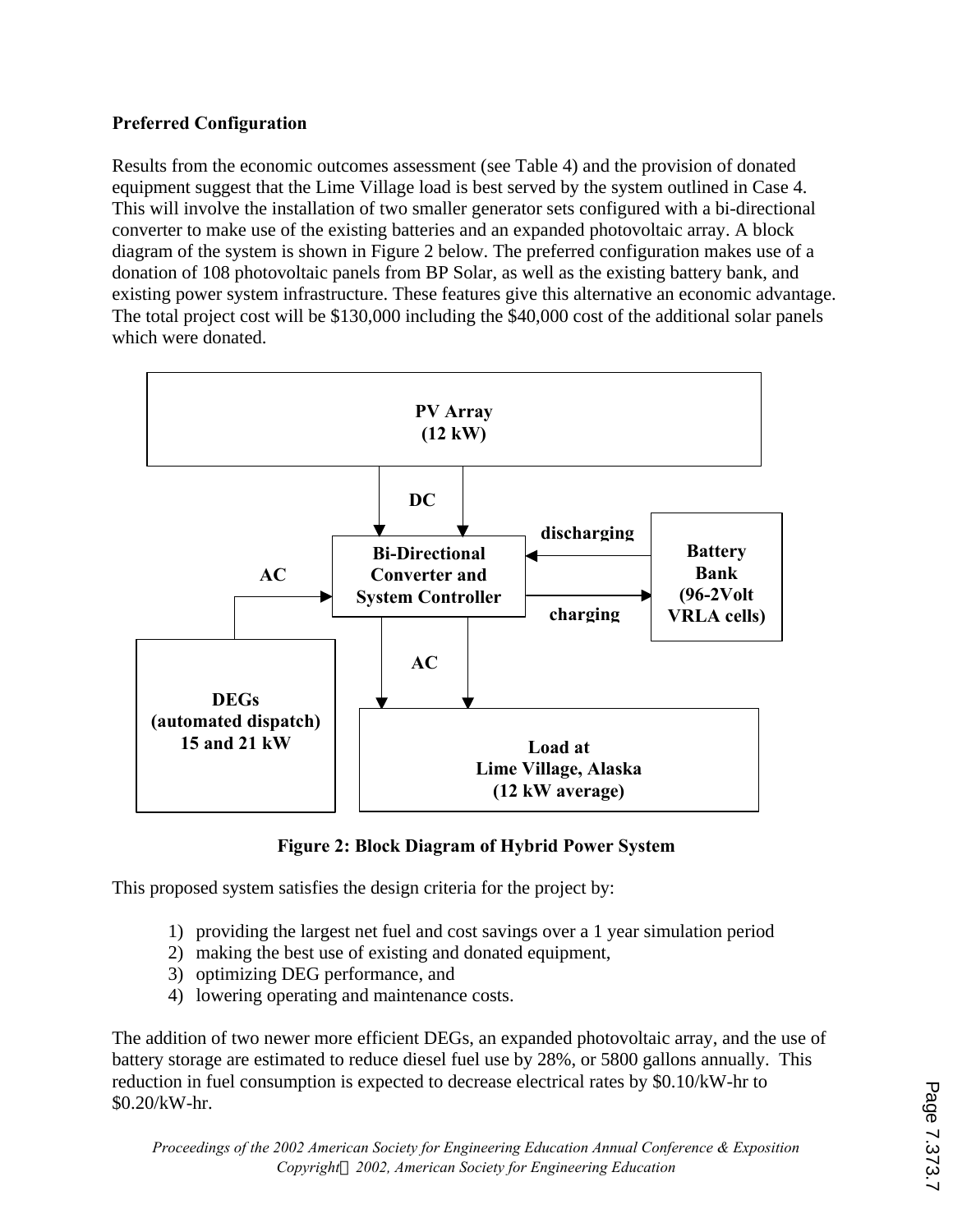**Preferred Configuration**

Results from the economic outcomes assessment (see Table 4) and the provision of donated equipment suggest that the Lime Village load is best served by the system outlined in Case 4. This will involve the installation of two smaller generator sets configured with a bi-directional converter to make use of the existing batteries and an expanded photovoltaic array. A block diagram of the system is shown in Figure 2 below. The preferred configuration makes use of a donation of 108 photovoltaic panels from BP Solar, as well as the existing battery bank, and existing power system infrastructure. These features give this alternative an economic advantage. The total project cost will be $130,000 including the $40,000 cost of the additional solar panels which were donated.

PV Array (12 kW)

DC

Bi-Directional Converter and System Controller

discharging

charging

Battery Bank (96-2Volt VRLA cells)

AC

DEGs (automated dispatch) 15 and 21 kW

AC

Load at Lime Village, Alaska (12 kW average)

**Figure 2: Block Diagram of Hybrid Power System**

This proposed system satisfies the design criteria for the project by:

1) providing the largest net fuel and cost savings over a 1 year simulation period
2) making the best use of existing and donated equipment,
3) optimizing DEG performance, and
4) lowering operating and maintenance costs.

The addition of two newer more efficient DEGs, an expanded photovoltaic array, and the use of battery storage are estimated to reduce diesel fuel use by 28%, or 5800 gallons annually. This reduction in fuel consumption is expected to decrease electrical rates by $0.10/kW-hr to $0.20/kW-hr.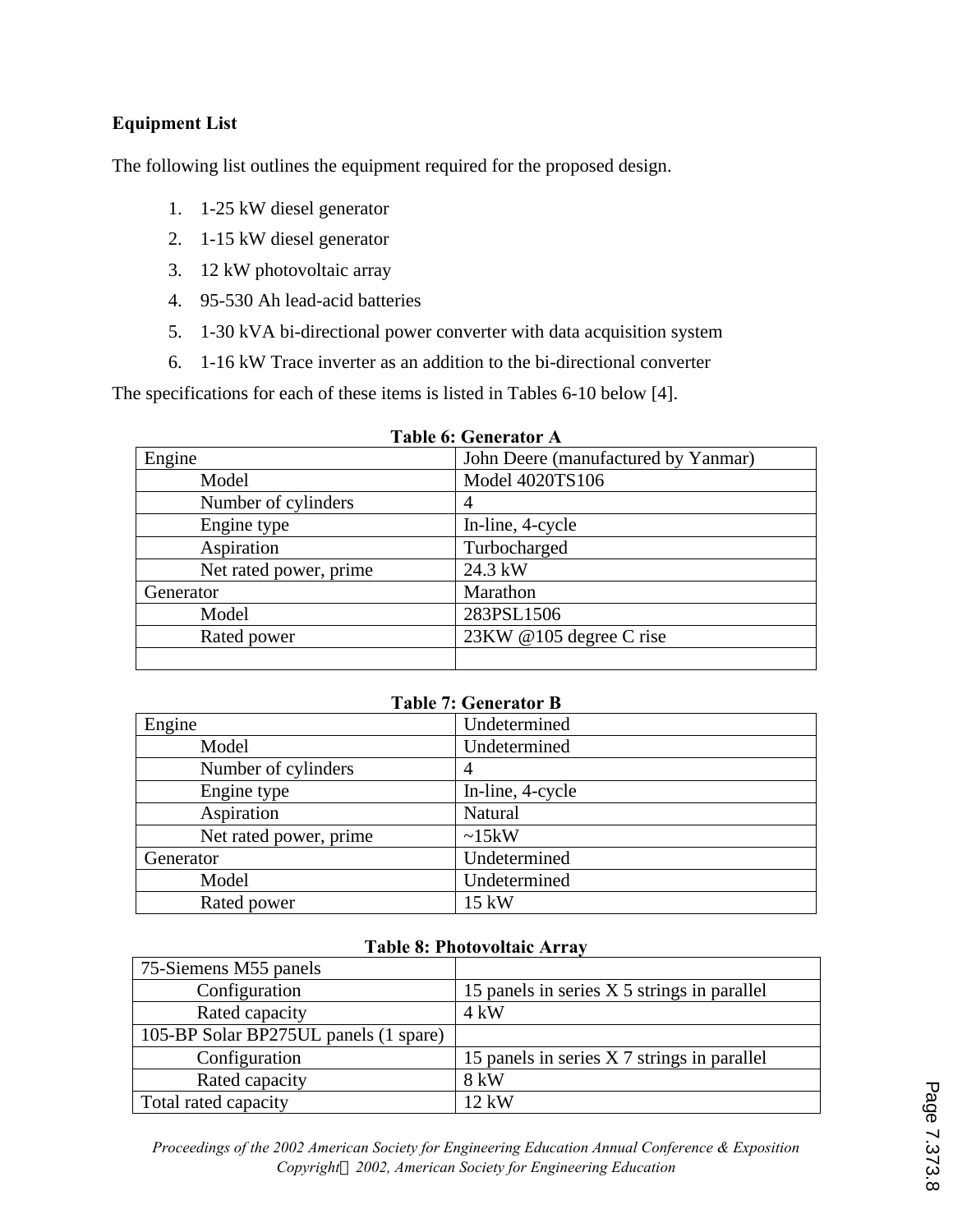**Equipment List**

The following list outlines the equipment required for the proposed design.

1. 1-25 kW diesel generator
2. 1-15 kW diesel generator
3. 12 kW photovoltaic array
4. 95-530 Ah lead-acid batteries
5. 1-30 kVA bi-directional power converter with data acquisition system
6. 1-16 kW Trace inverter as an addition to the bi-directional converter

The specifications for each of these items is listed in Tables 6-10 below [4].

**Table 6: Generator A**

| | |
|---|---|
| Engine | John Deere (manufactured by Yanmar) |
| Model | Model 4020TS106 |
| Number of cylinders | 4 |
| Engine type | In-line, 4-cycle |
| Aspiration | Turbocharged |
| Net rated power, prime | 24.3 kW |
| Generator | Marathon |
| Model | 283PSL1506 |
| Rated power | 23KW @105 degree C rise |
| | |

**Table 7: Generator B**

| | |
|---|---|
| Engine | Undetermined |
| Model | Undetermined |
| Number of cylinders | 4 |
| Engine type | In-line, 4-cycle |
| Aspiration | Natural |
| Net rated power, prime | ~15kW |
| Generator | Undetermined |
| Model | Undetermined |
| Rated power | 15 kW |

**Table 8: Photovoltaic Array**

| | |
|---|---|
| 75-Siemens M55 panels | |
| Configuration | 15 panels in series X 5 strings in parallel |
| Rated capacity | 4 kW |
| 105-BP Solar BP275UL panels (1 spare) | |
| Configuration | 15 panels in series X 7 strings in parallel |
| Rated capacity | 8 kW |
| Total rated capacity | 12 kW |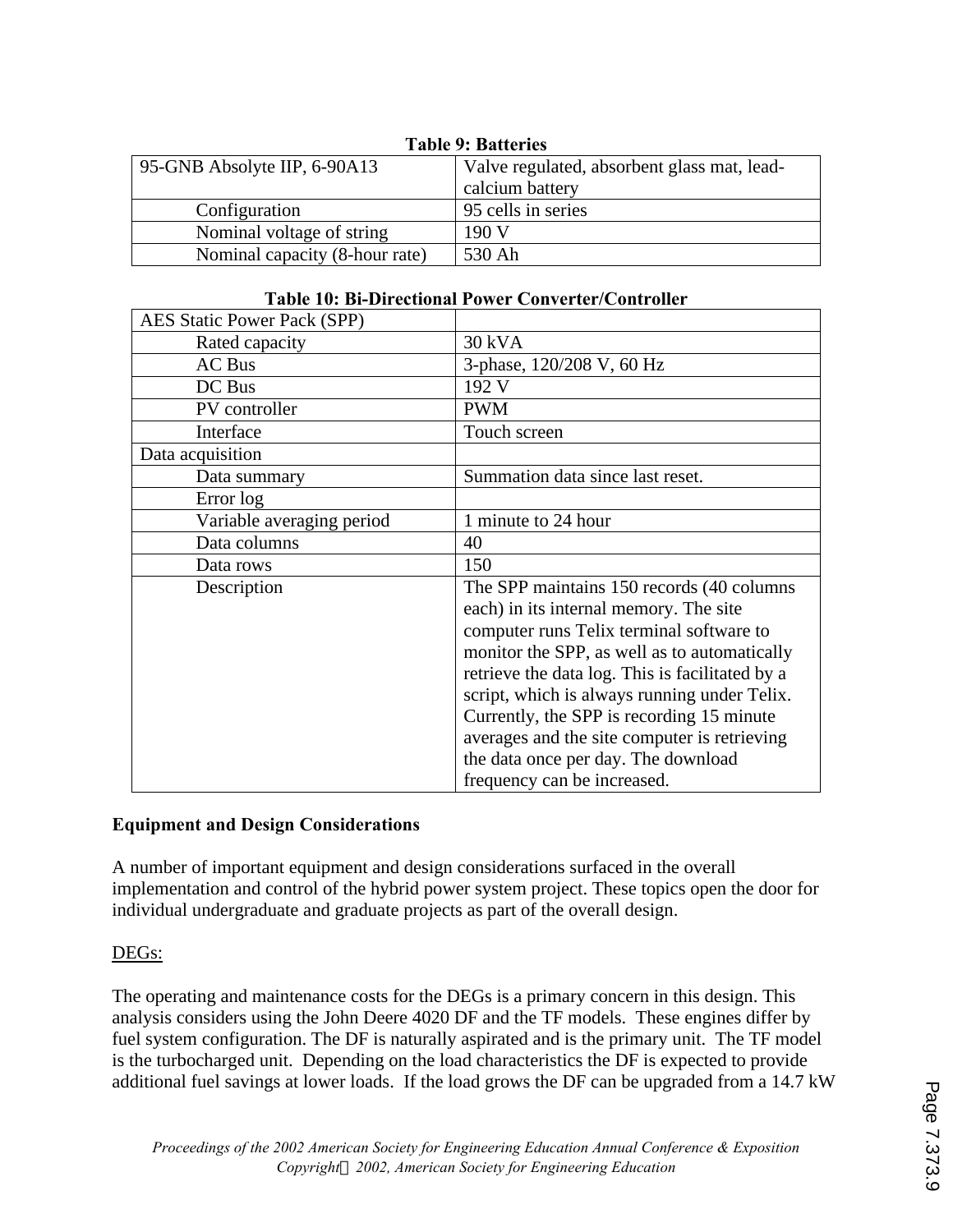**Table 9: Batteries**

| 95-GNB Absolyte IIP, 6-90A13 | Valve regulated, absorbent glass mat, lead-calcium battery |
|---|---|
| Configuration | 95 cells in series |
| Nominal voltage of string | 190 V |
| Nominal capacity (8-hour rate) | 530 Ah |

**Table 10: Bi-Directional Power Converter/Controller**

| AES Static Power Pack (SPP) | |
|---|---|
| Rated capacity | 30 kVA |
| AC Bus | 3-phase, 120/208 V, 60 Hz |
| DC Bus | 192 V |
| PV controller | PWM |
| Interface | Touch screen |
| Data acquisition | |
| Data summary | Summation data since last reset. |
| Error log | |
| Variable averaging period | 1 minute to 24 hour |
| Data columns | 40 |
| Data rows | 150 |
| Description | The SPP maintains 150 records (40 columns each) in its internal memory. The site computer runs Telix terminal software to monitor the SPP, as well as to automatically retrieve the data log. This is facilitated by a script, which is always running under Telix. Currently, the SPP is recording 15 minute averages and the site computer is retrieving the data once per day. The download frequency can be increased. |

**Equipment and Design Considerations**

A number of important equipment and design considerations surfaced in the overall implementation and control of the hybrid power system project. These topics open the door for individual undergraduate and graduate projects as part of the overall design.

DEGs:

The operating and maintenance costs for the DEGs is a primary concern in this design. This analysis considers using the John Deere 4020 DF and the TF models. These engines differ by fuel system configuration. The DF is naturally aspirated and is the primary unit. The TF model is the turbocharged unit. Depending on the load characteristics the DF is expected to provide additional fuel savings at lower loads. If the load grows the DF can be upgraded from a 14.7 kW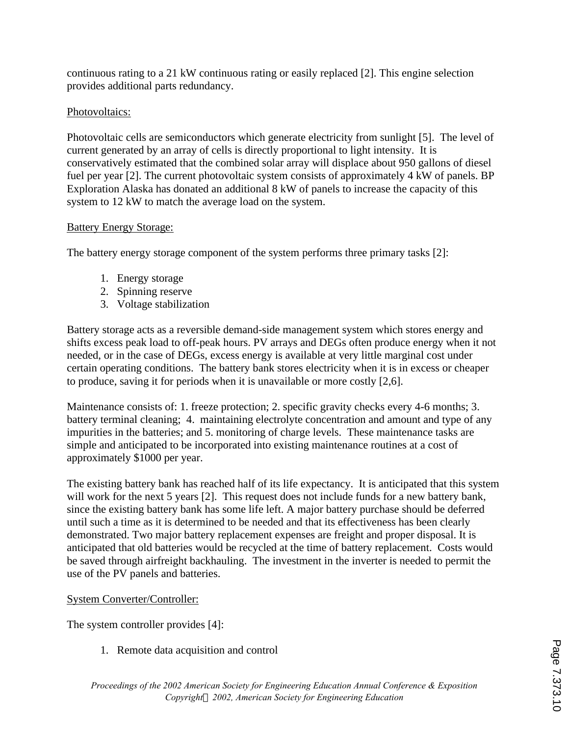continuous rating to a 21 kW continuous rating or easily replaced [2]. This engine selection provides additional parts redundancy.

Photovoltaics:

Photovoltaic cells are semiconductors which generate electricity from sunlight [5]. The level of current generated by an array of cells is directly proportional to light intensity. It is conservatively estimated that the combined solar array will displace about 950 gallons of diesel fuel per year [2]. The current photovoltaic system consists of approximately 4 kW of panels. BP Exploration Alaska has donated an additional 8 kW of panels to increase the capacity of this system to 12 kW to match the average load on the system.

Battery Energy Storage:

The battery energy storage component of the system performs three primary tasks [2]:

1. Energy storage
2. Spinning reserve
3. Voltage stabilization

Battery storage acts as a reversible demand-side management system which stores energy and shifts excess peak load to off-peak hours. PV arrays and DEGs often produce energy when it not needed, or in the case of DEGs, excess energy is available at very little marginal cost under certain operating conditions. The battery bank stores electricity when it is in excess or cheaper to produce, saving it for periods when it is unavailable or more costly [2,6].

Maintenance consists of: 1. freeze protection; 2. specific gravity checks every 4-6 months; 3. battery terminal cleaning; 4. maintaining electrolyte concentration and amount and type of any impurities in the batteries; and 5. monitoring of charge levels. These maintenance tasks are simple and anticipated to be incorporated into existing maintenance routines at a cost of approximately $1000 per year.

The existing battery bank has reached half of its life expectancy. It is anticipated that this system will work for the next 5 years [2]. This request does not include funds for a new battery bank, since the existing battery bank has some life left. A major battery purchase should be deferred until such a time as it is determined to be needed and that its effectiveness has been clearly demonstrated. Two major battery replacement expenses are freight and proper disposal. It is anticipated that old batteries would be recycled at the time of battery replacement. Costs would be saved through airfreight backhauling. The investment in the inverter is needed to permit the use of the PV panels and batteries.

System Converter/Controller:

The system controller provides [4]:

1. Remote data acquisition and control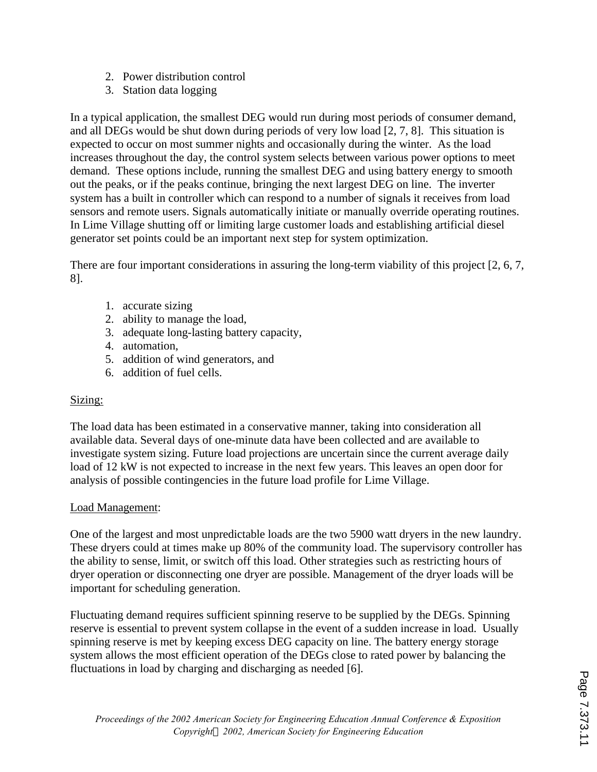2. Power distribution control
3. Station data logging

In a typical application, the smallest DEG would run during most periods of consumer demand, and all DEGs would be shut down during periods of very low load [2, 7, 8]. This situation is expected to occur on most summer nights and occasionally during the winter. As the load increases throughout the day, the control system selects between various power options to meet demand. These options include, running the smallest DEG and using battery energy to smooth out the peaks, or if the peaks continue, bringing the next largest DEG on line. The inverter system has a built in controller which can respond to a number of signals it receives from load sensors and remote users. Signals automatically initiate or manually override operating routines. In Lime Village shutting off or limiting large customer loads and establishing artificial diesel generator set points could be an important next step for system optimization.

There are four important considerations in assuring the long-term viability of this project [2, 6, 7, 8].

1. accurate sizing
2. ability to manage the load,
3. adequate long-lasting battery capacity,
4. automation,
5. addition of wind generators, and
6. addition of fuel cells.

<u>Sizing:</u>

The load data has been estimated in a conservative manner, taking into consideration all available data. Several days of one-minute data have been collected and are available to investigate system sizing. Future load projections are uncertain since the current average daily load of 12 kW is not expected to increase in the next few years. This leaves an open door for analysis of possible contingencies in the future load profile for Lime Village.

<u>Load Management</u>:

One of the largest and most unpredictable loads are the two 5900 watt dryers in the new laundry. These dryers could at times make up 80% of the community load. The supervisory controller has the ability to sense, limit, or switch off this load. Other strategies such as restricting hours of dryer operation or disconnecting one dryer are possible. Management of the dryer loads will be important for scheduling generation.

Fluctuating demand requires sufficient spinning reserve to be supplied by the DEGs. Spinning reserve is essential to prevent system collapse in the event of a sudden increase in load. Usually spinning reserve is met by keeping excess DEG capacity on line. The battery energy storage system allows the most efficient operation of the DEGs close to rated power by balancing the fluctuations in load by charging and discharging as needed [6].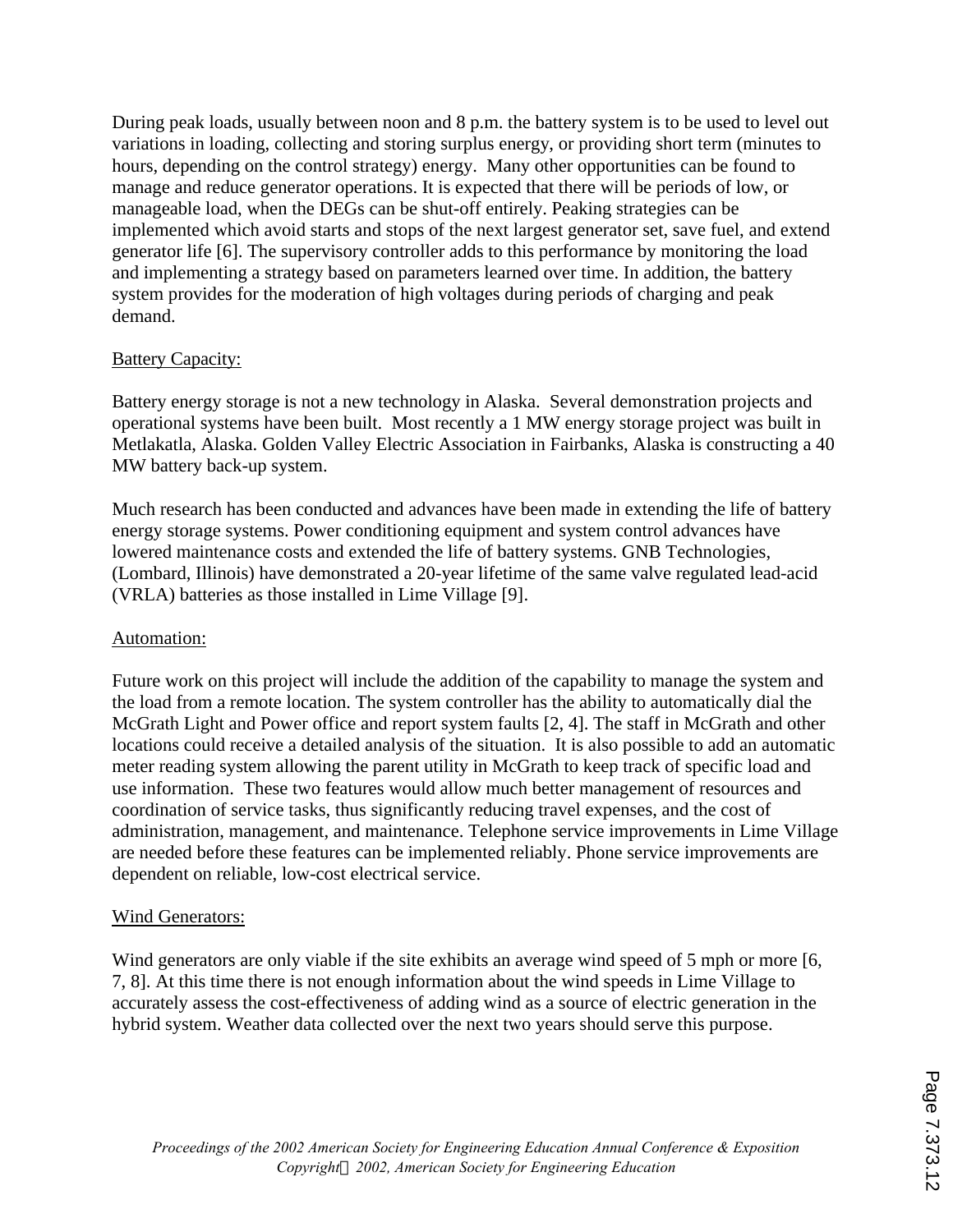During peak loads, usually between noon and 8 p.m. the battery system is to be used to level out variations in loading, collecting and storing surplus energy, or providing short term (minutes to hours, depending on the control strategy) energy. Many other opportunities can be found to manage and reduce generator operations. It is expected that there will be periods of low, or manageable load, when the DEGs can be shut-off entirely. Peaking strategies can be implemented which avoid starts and stops of the next largest generator set, save fuel, and extend generator life [6]. The supervisory controller adds to this performance by monitoring the load and implementing a strategy based on parameters learned over time. In addition, the battery system provides for the moderation of high voltages during periods of charging and peak demand.

Battery Capacity:

Battery energy storage is not a new technology in Alaska. Several demonstration projects and operational systems have been built. Most recently a 1 MW energy storage project was built in Metlakatla, Alaska. Golden Valley Electric Association in Fairbanks, Alaska is constructing a 40 MW battery back-up system.

Much research has been conducted and advances have been made in extending the life of battery energy storage systems. Power conditioning equipment and system control advances have lowered maintenance costs and extended the life of battery systems. GNB Technologies, (Lombard, Illinois) have demonstrated a 20-year lifetime of the same valve regulated lead-acid (VRLA) batteries as those installed in Lime Village [9].

Automation:

Future work on this project will include the addition of the capability to manage the system and the load from a remote location. The system controller has the ability to automatically dial the McGrath Light and Power office and report system faults [2, 4]. The staff in McGrath and other locations could receive a detailed analysis of the situation. It is also possible to add an automatic meter reading system allowing the parent utility in McGrath to keep track of specific load and use information. These two features would allow much better management of resources and coordination of service tasks, thus significantly reducing travel expenses, and the cost of administration, management, and maintenance. Telephone service improvements in Lime Village are needed before these features can be implemented reliably. Phone service improvements are dependent on reliable, low-cost electrical service.

Wind Generators:

Wind generators are only viable if the site exhibits an average wind speed of 5 mph or more [6, 7, 8]. At this time there is not enough information about the wind speeds in Lime Village to accurately assess the cost-effectiveness of adding wind as a source of electric generation in the hybrid system. Weather data collected over the next two years should serve this purpose.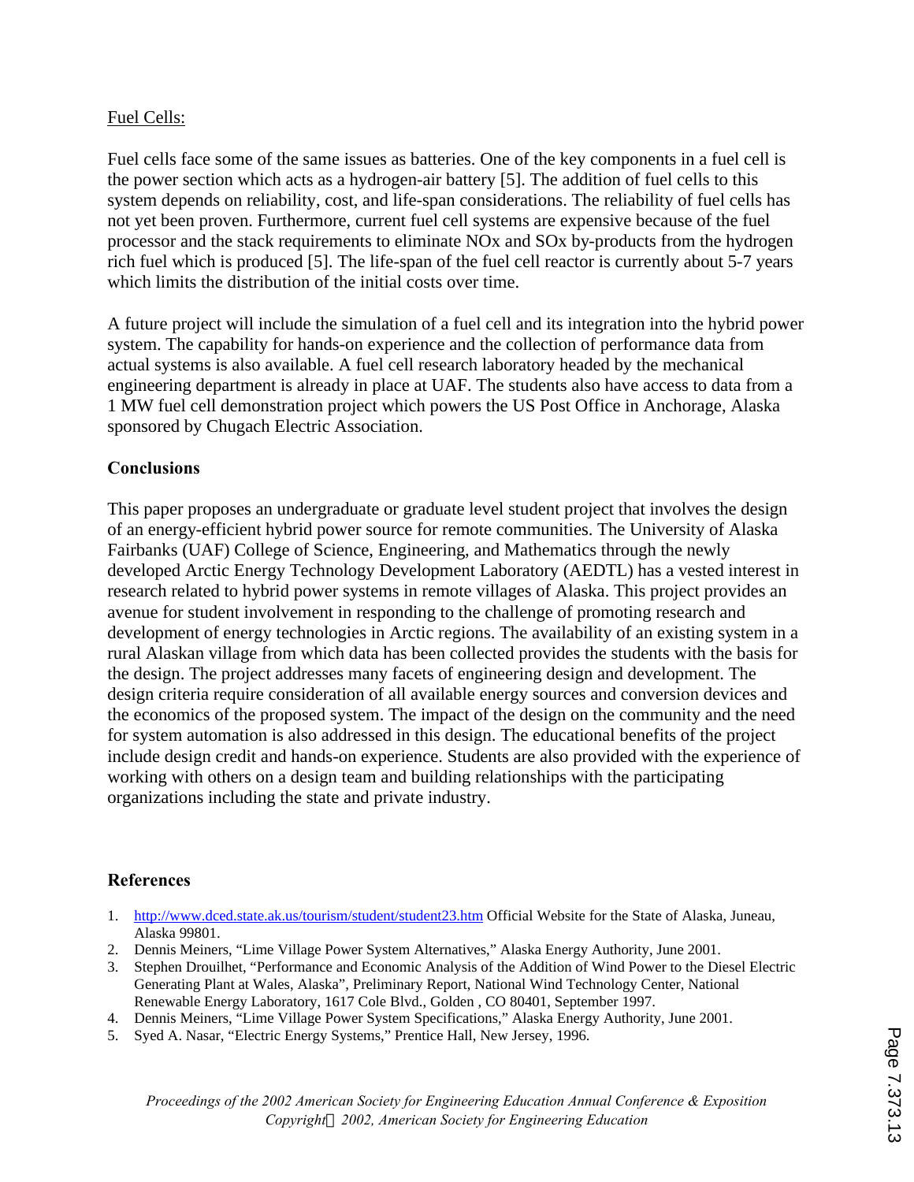Fuel Cells:

Fuel cells face some of the same issues as batteries. One of the key components in a fuel cell is the power section which acts as a hydrogen-air battery [5]. The addition of fuel cells to this system depends on reliability, cost, and life-span considerations. The reliability of fuel cells has not yet been proven. Furthermore, current fuel cell systems are expensive because of the fuel processor and the stack requirements to eliminate NOx and SOx by-products from the hydrogen rich fuel which is produced [5]. The life-span of the fuel cell reactor is currently about 5-7 years which limits the distribution of the initial costs over time.

A future project will include the simulation of a fuel cell and its integration into the hybrid power system. The capability for hands-on experience and the collection of performance data from actual systems is also available. A fuel cell research laboratory headed by the mechanical engineering department is already in place at UAF. The students also have access to data from a 1 MW fuel cell demonstration project which powers the US Post Office in Anchorage, Alaska sponsored by Chugach Electric Association.

## Conclusions

This paper proposes an undergraduate or graduate level student project that involves the design of an energy-efficient hybrid power source for remote communities. The University of Alaska Fairbanks (UAF) College of Science, Engineering, and Mathematics through the newly developed Arctic Energy Technology Development Laboratory (AEDTL) has a vested interest in research related to hybrid power systems in remote villages of Alaska. This project provides an avenue for student involvement in responding to the challenge of promoting research and development of energy technologies in Arctic regions. The availability of an existing system in a rural Alaskan village from which data has been collected provides the students with the basis for the design. The project addresses many facets of engineering design and development. The design criteria require consideration of all available energy sources and conversion devices and the economics of the proposed system. The impact of the design on the community and the need for system automation is also addressed in this design. The educational benefits of the project include design credit and hands-on experience. Students are also provided with the experience of working with others on a design team and building relationships with the participating organizations including the state and private industry.

## References

1. http://www.dced.state.ak.us/tourism/student/student23.htm Official Website for the State of Alaska, Juneau, Alaska 99801.
2. Dennis Meiners, "Lime Village Power System Alternatives," Alaska Energy Authority, June 2001.
3. Stephen Drouilhet, "Performance and Economic Analysis of the Addition of Wind Power to the Diesel Electric Generating Plant at Wales, Alaska", Preliminary Report, National Wind Technology Center, National Renewable Energy Laboratory, 1617 Cole Blvd., Golden , CO 80401, September 1997.
4. Dennis Meiners, "Lime Village Power System Specifications," Alaska Energy Authority, June 2001.
5. Syed A. Nasar, "Electric Energy Systems," Prentice Hall, New Jersey, 1996.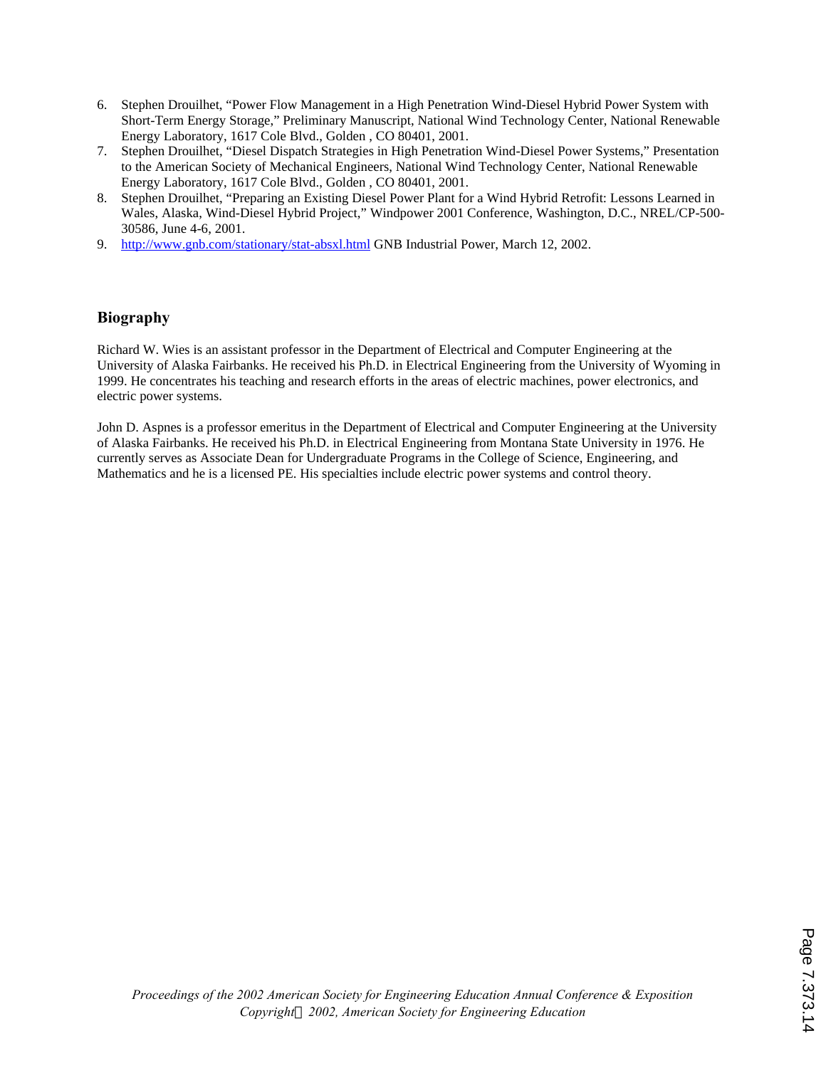6. Stephen Drouilhet, "Power Flow Management in a High Penetration Wind-Diesel Hybrid Power System with Short-Term Energy Storage," Preliminary Manuscript, National Wind Technology Center, National Renewable Energy Laboratory, 1617 Cole Blvd., Golden , CO 80401, 2001.
7. Stephen Drouilhet, "Diesel Dispatch Strategies in High Penetration Wind-Diesel Power Systems," Presentation to the American Society of Mechanical Engineers, National Wind Technology Center, National Renewable Energy Laboratory, 1617 Cole Blvd., Golden , CO 80401, 2001.
8. Stephen Drouilhet, "Preparing an Existing Diesel Power Plant for a Wind Hybrid Retrofit: Lessons Learned in Wales, Alaska, Wind-Diesel Hybrid Project," Windpower 2001 Conference, Washington, D.C., NREL/CP-500-30586, June 4-6, 2001.
9. http://www.gnb.com/stationary/stat-absxl.html GNB Industrial Power, March 12, 2002.

## Biography

Richard W. Wies is an assistant professor in the Department of Electrical and Computer Engineering at the University of Alaska Fairbanks. He received his Ph.D. in Electrical Engineering from the University of Wyoming in 1999. He concentrates his teaching and research efforts in the areas of electric machines, power electronics, and electric power systems.

John D. Aspnes is a professor emeritus in the Department of Electrical and Computer Engineering at the University of Alaska Fairbanks. He received his Ph.D. in Electrical Engineering from Montana State University in 1976. He currently serves as Associate Dean for Undergraduate Programs in the College of Science, Engineering, and Mathematics and he is a licensed PE. His specialties include electric power systems and control theory.